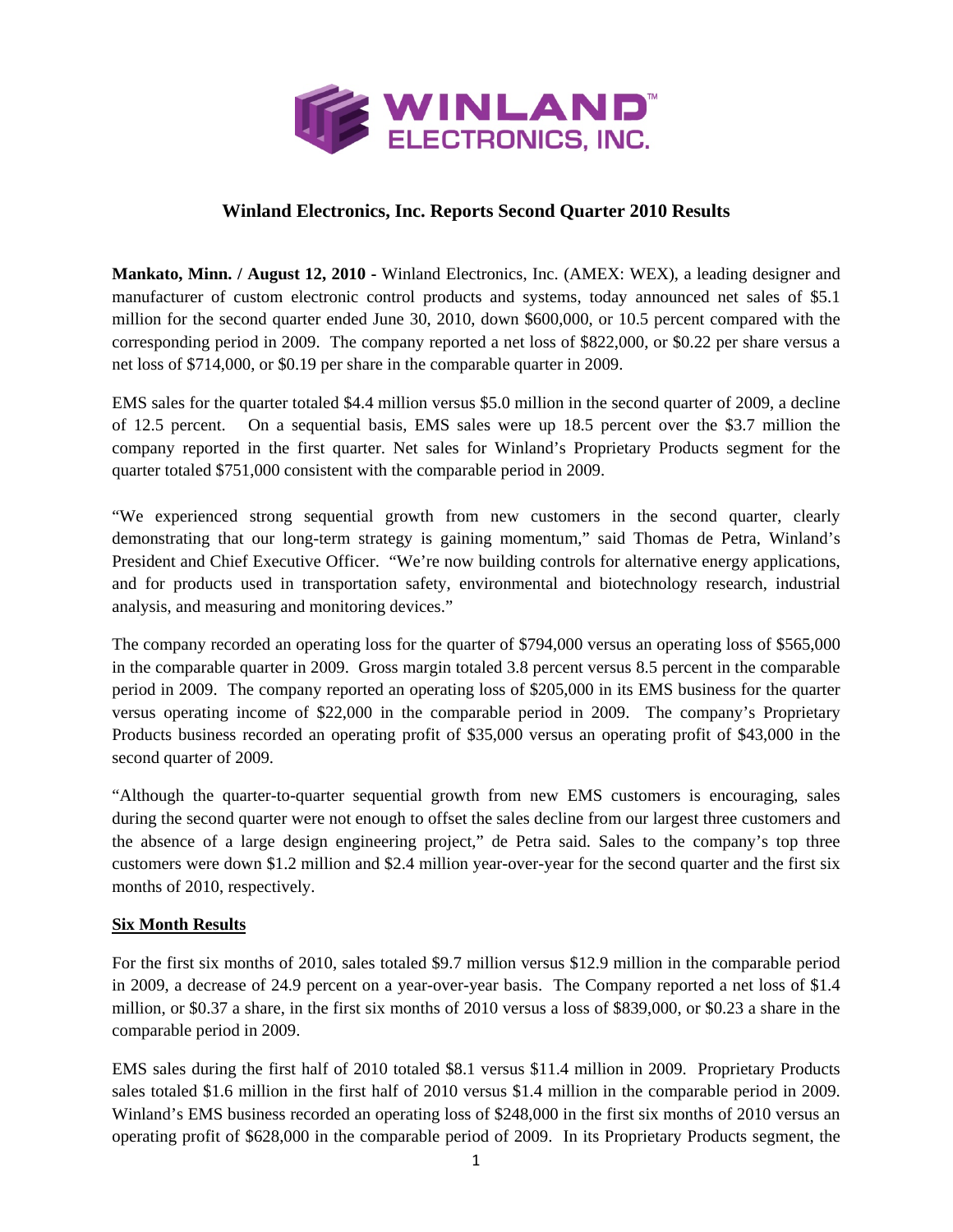# Winland Electronics, Inc. Reports Second Quarter 2010 Results

**Mankato, Minn. / August 12, 2010 -** Winland Electronics, Inc. (AMEX: WEX), a leading designer and manufacturer of custom electronic control products and systems, today announced net sales of $5.1 million for the second quarter ended June 30, 2010, down $600,000, or 10.5 percent compared with the corresponding period in 2009. The company reported a net loss of $822,000, or $0.22 per share versus a net loss of $714,000, or $0.19 per share in the comparable quarter in 2009.

EMS sales for the quarter totaled $4.4 million versus $5.0 million in the second quarter of 2009, a decline of 12.5 percent. On a sequential basis, EMS sales were up 18.5 percent over the $3.7 million the company reported in the first quarter. Net sales for Winland's Proprietary Products segment for the quarter totaled $751,000 consistent with the comparable period in 2009.

"We experienced strong sequential growth from new customers in the second quarter, clearly demonstrating that our long-term strategy is gaining momentum," said Thomas de Petra, Winland's President and Chief Executive Officer. "We're now building controls for alternative energy applications, and for products used in transportation safety, environmental and biotechnology research, industrial analysis, and measuring and monitoring devices."

The company recorded an operating loss for the quarter of $794,000 versus an operating loss of $565,000 in the comparable quarter in 2009. Gross margin totaled 3.8 percent versus 8.5 percent in the comparable period in 2009. The company reported an operating loss of $205,000 in its EMS business for the quarter versus operating income of $22,000 in the comparable period in 2009. The company's Proprietary Products business recorded an operating profit of $35,000 versus an operating profit of $43,000 in the second quarter of 2009.

"Although the quarter-to-quarter sequential growth from new EMS customers is encouraging, sales during the second quarter were not enough to offset the sales decline from our largest three customers and the absence of a large design engineering project," de Petra said. Sales to the company's top three customers were down $1.2 million and $2.4 million year-over-year for the second quarter and the first six months of 2010, respectively.

**Six Month Results**

For the first six months of 2010, sales totaled $9.7 million versus $12.9 million in the comparable period in 2009, a decrease of 24.9 percent on a year-over-year basis. The Company reported a net loss of $1.4 million, or $0.37 a share, in the first six months of 2010 versus a loss of $839,000, or $0.23 a share in the comparable period in 2009.

EMS sales during the first half of 2010 totaled $8.1 versus $11.4 million in 2009. Proprietary Products sales totaled $1.6 million in the first half of 2010 versus $1.4 million in the comparable period in 2009. Winland's EMS business recorded an operating loss of $248,000 in the first six months of 2010 versus an operating profit of $628,000 in the comparable period of 2009. In its Proprietary Products segment, the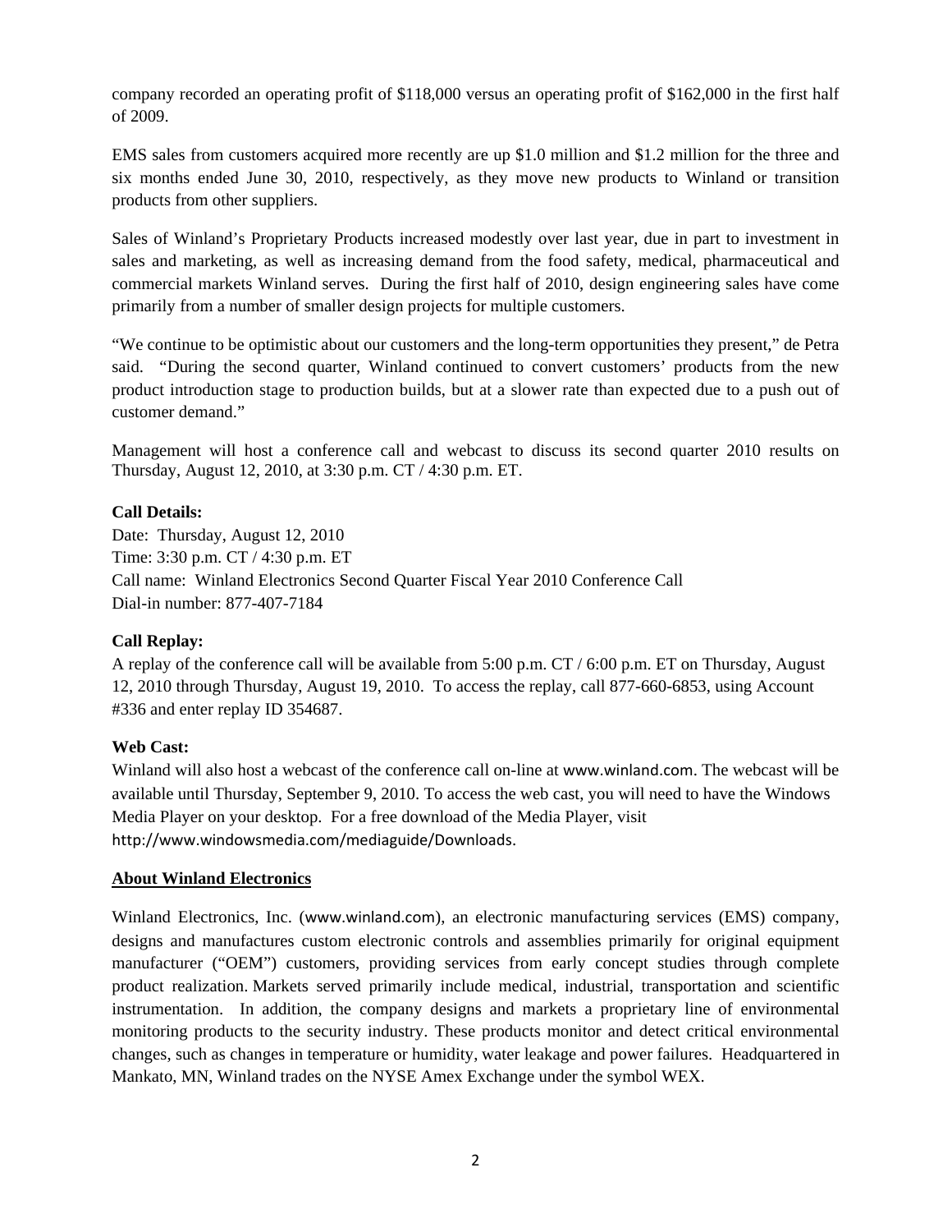company recorded an operating profit of $118,000 versus an operating profit of $162,000 in the first half of 2009.

EMS sales from customers acquired more recently are up $1.0 million and $1.2 million for the three and six months ended June 30, 2010, respectively, as they move new products to Winland or transition products from other suppliers.

Sales of Winland's Proprietary Products increased modestly over last year, due in part to investment in sales and marketing, as well as increasing demand from the food safety, medical, pharmaceutical and commercial markets Winland serves. During the first half of 2010, design engineering sales have come primarily from a number of smaller design projects for multiple customers.

"We continue to be optimistic about our customers and the long-term opportunities they present," de Petra said. "During the second quarter, Winland continued to convert customers' products from the new product introduction stage to production builds, but at a slower rate than expected due to a push out of customer demand."

Management will host a conference call and webcast to discuss its second quarter 2010 results on Thursday, August 12, 2010, at 3:30 p.m. CT / 4:30 p.m. ET.

**Call Details:**
Date: Thursday, August 12, 2010
Time: 3:30 p.m. CT / 4:30 p.m. ET
Call name: Winland Electronics Second Quarter Fiscal Year 2010 Conference Call
Dial-in number: 877-407-7184

**Call Replay:**
A replay of the conference call will be available from 5:00 p.m. CT / 6:00 p.m. ET on Thursday, August 12, 2010 through Thursday, August 19, 2010. To access the replay, call 877-660-6853, using Account #336 and enter replay ID 354687.

**Web Cast:**
Winland will also host a webcast of the conference call on-line at www.winland.com. The webcast will be available until Thursday, September 9, 2010. To access the web cast, you will need to have the Windows Media Player on your desktop. For a free download of the Media Player, visit http://www.windowsmedia.com/mediaguide/Downloads.

**About Winland Electronics**

Winland Electronics, Inc. (www.winland.com), an electronic manufacturing services (EMS) company, designs and manufactures custom electronic controls and assemblies primarily for original equipment manufacturer ("OEM") customers, providing services from early concept studies through complete product realization. Markets served primarily include medical, industrial, transportation and scientific instrumentation. In addition, the company designs and markets a proprietary line of environmental monitoring products to the security industry. These products monitor and detect critical environmental changes, such as changes in temperature or humidity, water leakage and power failures. Headquartered in Mankato, MN, Winland trades on the NYSE Amex Exchange under the symbol WEX.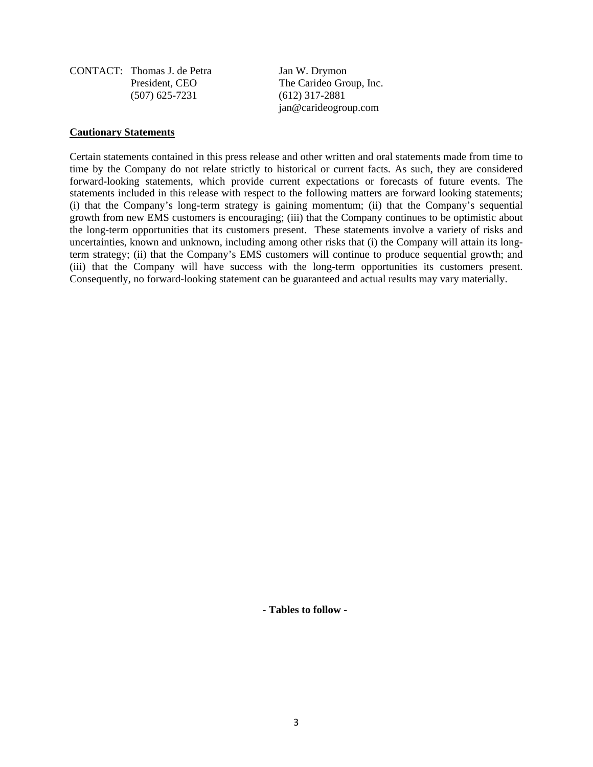CONTACT: Thomas J. de Petra
President, CEO
(507) 625-7231

Jan W. Drymon
The Carideo Group, Inc.
(612) 317-2881
jan@carideogroup.com

**Cautionary Statements**

Certain statements contained in this press release and other written and oral statements made from time to time by the Company do not relate strictly to historical or current facts. As such, they are considered forward-looking statements, which provide current expectations or forecasts of future events. The statements included in this release with respect to the following matters are forward looking statements; (i) that the Company's long-term strategy is gaining momentum; (ii) that the Company's sequential growth from new EMS customers is encouraging; (iii) that the Company continues to be optimistic about the long-term opportunities that its customers present. These statements involve a variety of risks and uncertainties, known and unknown, including among other risks that (i) the Company will attain its long-term strategy; (ii) that the Company's EMS customers will continue to produce sequential growth; and (iii) that the Company will have success with the long-term opportunities its customers present. Consequently, no forward-looking statement can be guaranteed and actual results may vary materially.

**- Tables to follow -**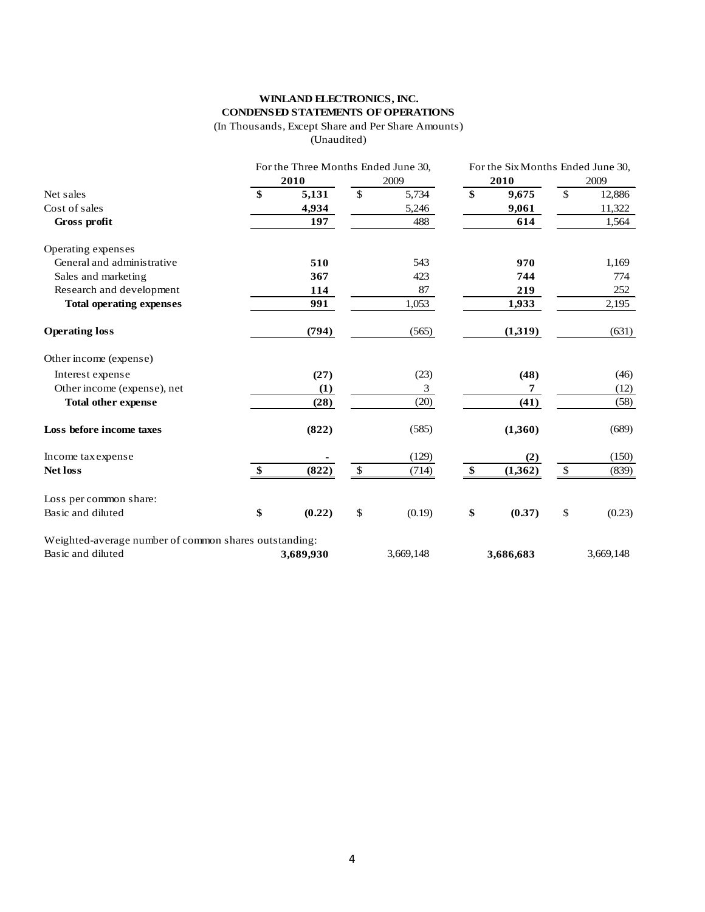**WINLAND ELECTRONICS, INC.**
**CONDENSED STATEMENTS OF OPERATIONS**
(In Thousands, Except Share and Per Share Amounts)
(Unaudited)

| | For the Three Months Ended June 30, | | For the Six Months Ended June 30, | |
|---|---|---|---|---|
| | **2010** | 2009 | **2010** | 2009 |
| Net sales | **$ 5,131** | $ 5,734 | **$ 9,675** | $ 12,886 |
| Cost of sales | **4,934** | 5,246 | **9,061** | 11,322 |
| **Gross profit** | **197** | 488 | **614** | 1,564 |
| Operating expenses | | | | |
| General and administrative | **510** | 543 | **970** | 1,169 |
| Sales and marketing | **367** | 423 | **744** | 774 |
| Research and development | **114** | 87 | **219** | 252 |
| **Total operating expenses** | **991** | 1,053 | **1,933** | 2,195 |
| **Operating loss** | **(794)** | (565) | **(1,319)** | (631) |
| Other income (expense) | | | | |
| Interest expense | **(27)** | (23) | **(48)** | (46) |
| Other income (expense), net | **(1)** | 3 | **7** | (12) |
| **Total other expense** | **(28)** | (20) | **(41)** | (58) |
| **Loss before income taxes** | **(822)** | (585) | **(1,360)** | (689) |
| Income tax expense | **-** | (129) | **(2)** | (150) |
| **Net loss** | **$ (822)** | $ (714) | **$ (1,362)** | $ (839) |
| Loss per common share: | | | | |
| Basic and diluted | **$ (0.22)** | $ (0.19) | **$ (0.37)** | $ (0.23) |
| Weighted-average number of common shares outstanding: | | | | |
| Basic and diluted | **3,689,930** | 3,669,148 | **3,686,683** | 3,669,148 |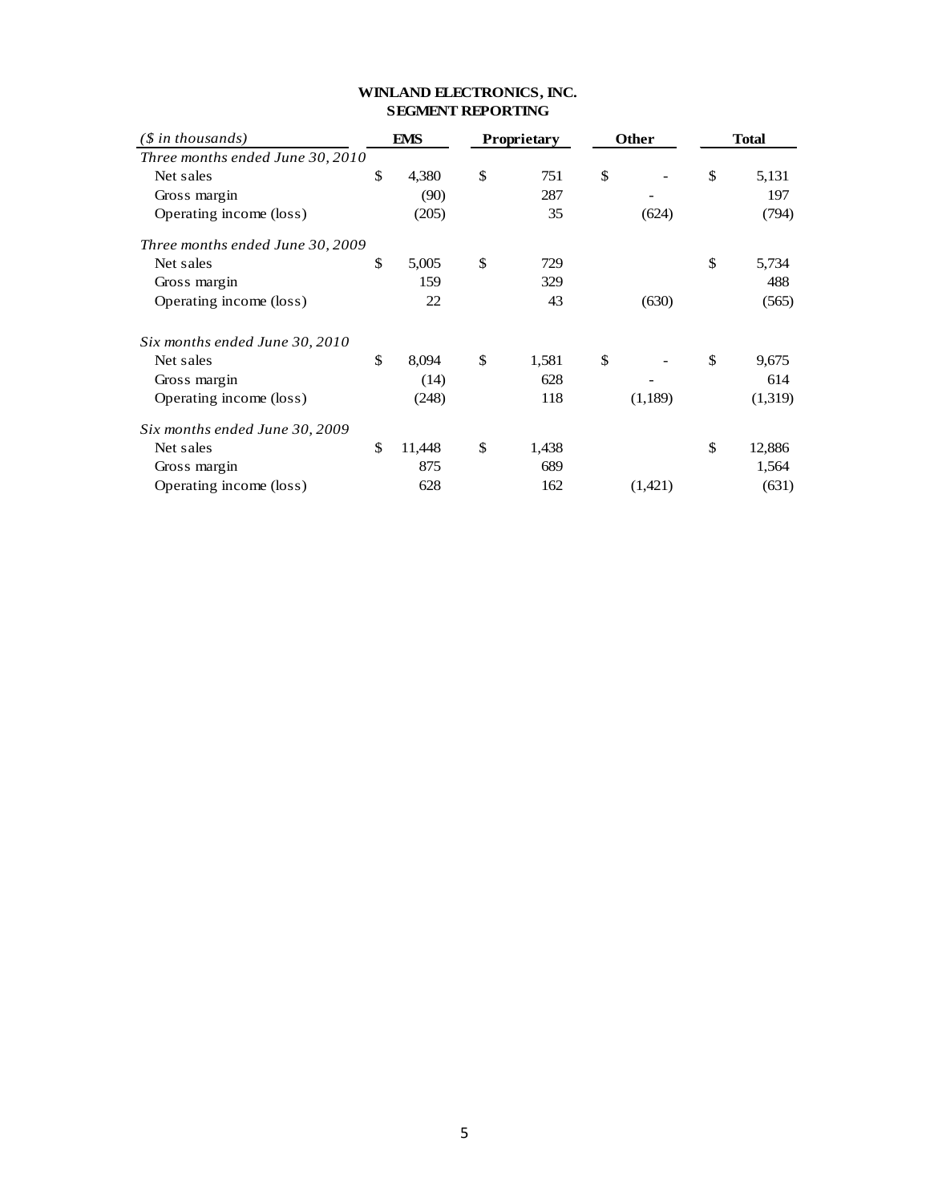**WINLAND ELECTRONICS, INC.**
**SEGMENT REPORTING**

| *($ in thousands)* | EMS | Proprietary | Other | Total |
|---|---|---|---|---|
| *Three months ended June 30, 2010* | | | | |
| Net sales | $ 4,380 | $ 751 | $ - | $ 5,131 |
| Gross margin | (90) | 287 | - | 197 |
| Operating income (loss) | (205) | 35 | (624) | (794) |
| *Three months ended June 30, 2009* | | | | |
| Net sales | $ 5,005 | $ 729 | | $ 5,734 |
| Gross margin | 159 | 329 | | 488 |
| Operating income (loss) | 22 | 43 | (630) | (565) |
| *Six months ended June 30, 2010* | | | | |
| Net sales | $ 8,094 | $ 1,581 | $ - | $ 9,675 |
| Gross margin | (14) | 628 | - | 614 |
| Operating income (loss) | (248) | 118 | (1,189) | (1,319) |
| *Six months ended June 30, 2009* | | | | |
| Net sales | $ 11,448 | $ 1,438 | | $ 12,886 |
| Gross margin | 875 | 689 | | 1,564 |
| Operating income (loss) | 628 | 162 | (1,421) | (631) |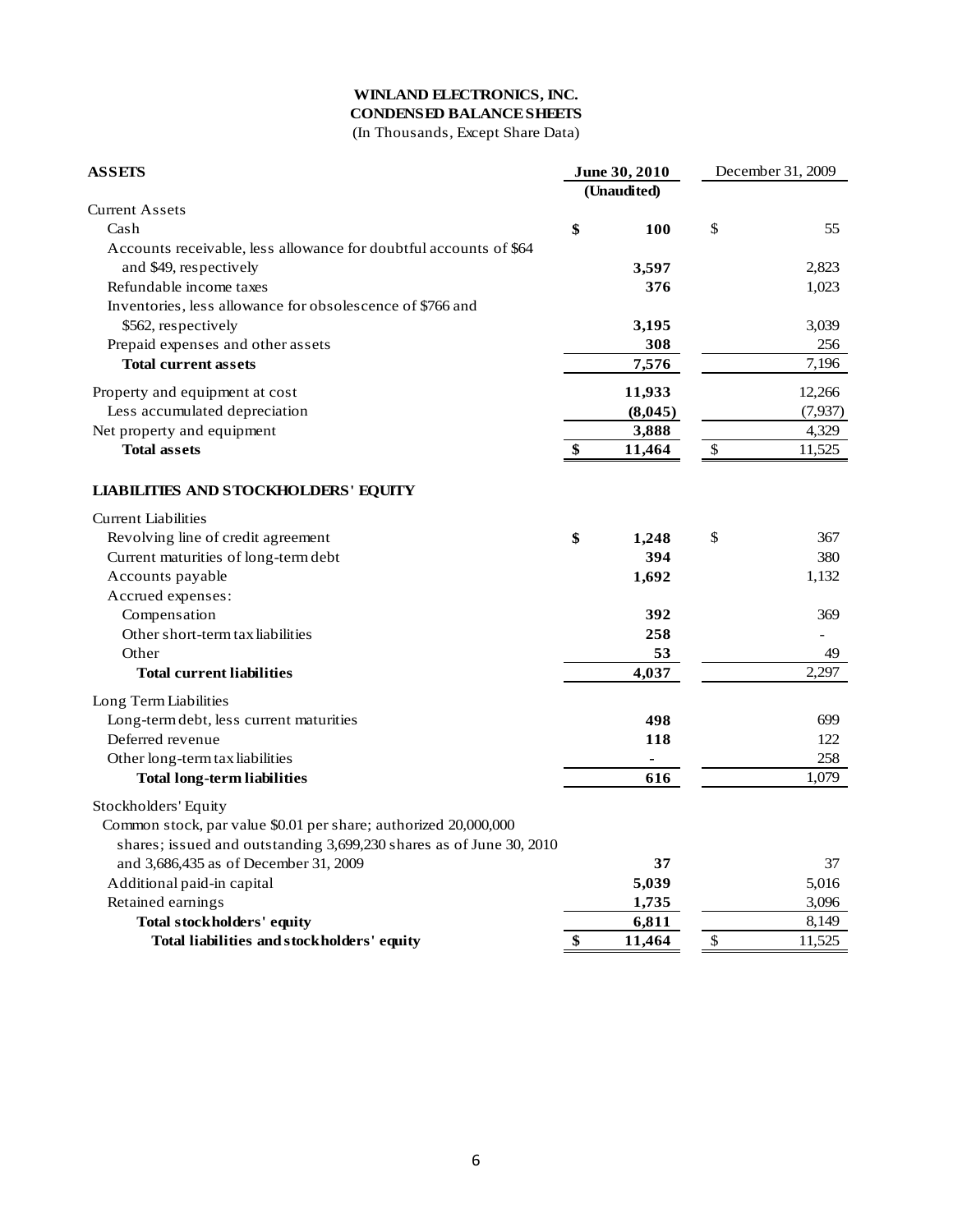**WINLAND ELECTRONICS, INC.**
**CONDENSED BALANCE SHEETS**
(In Thousands, Except Share Data)

| **ASSETS** | **June 30, 2010 (Unaudited)** | December 31, 2009 |
|---|---|---|
| Current Assets | | |
| Cash | **$ 100** | $ 55 |
| Accounts receivable, less allowance for doubtful accounts of $64 and $49, respectively | **3,597** | 2,823 |
| Refundable income taxes | **376** | 1,023 |
| Inventories, less allowance for obsolescence of $766 and $562, respectively | **3,195** | 3,039 |
| Prepaid expenses and other assets | **308** | 256 |
| **Total current assets** | **7,576** | 7,196 |
| Property and equipment at cost | **11,933** | 12,266 |
| Less accumulated depreciation | **(8,045)** | (7,937) |
| Net property and equipment | **3,888** | 4,329 |
| **Total assets** | **$ 11,464** | $ 11,525 |
| | | |
| **LIABILITIES AND STOCKHOLDERS' EQUITY** | | |
| Current Liabilities | | |
| Revolving line of credit agreement | **$ 1,248** | $ 367 |
| Current maturities of long-term debt | **394** | 380 |
| Accounts payable | **1,692** | 1,132 |
| Accrued expenses: | | |
| Compensation | **392** | 369 |
| Other short-term tax liabilities | **258** | - |
| Other | **53** | 49 |
| **Total current liabilities** | **4,037** | 2,297 |
| Long Term Liabilities | | |
| Long-term debt, less current maturities | **498** | 699 |
| Deferred revenue | **118** | 122 |
| Other long-term tax liabilities | **-** | 258 |
| **Total long-term liabilities** | **616** | 1,079 |
| Stockholders' Equity | | |
| Common stock, par value $0.01 per share; authorized 20,000,000 shares; issued and outstanding 3,699,230 shares as of June 30, 2010 and 3,686,435 as of December 31, 2009 | **37** | 37 |
| Additional paid-in capital | **5,039** | 5,016 |
| Retained earnings | **1,735** | 3,096 |
| **Total stockholders' equity** | **6,811** | 8,149 |
| **Total liabilities and stockholders' equity** | **$ 11,464** | $ 11,525 |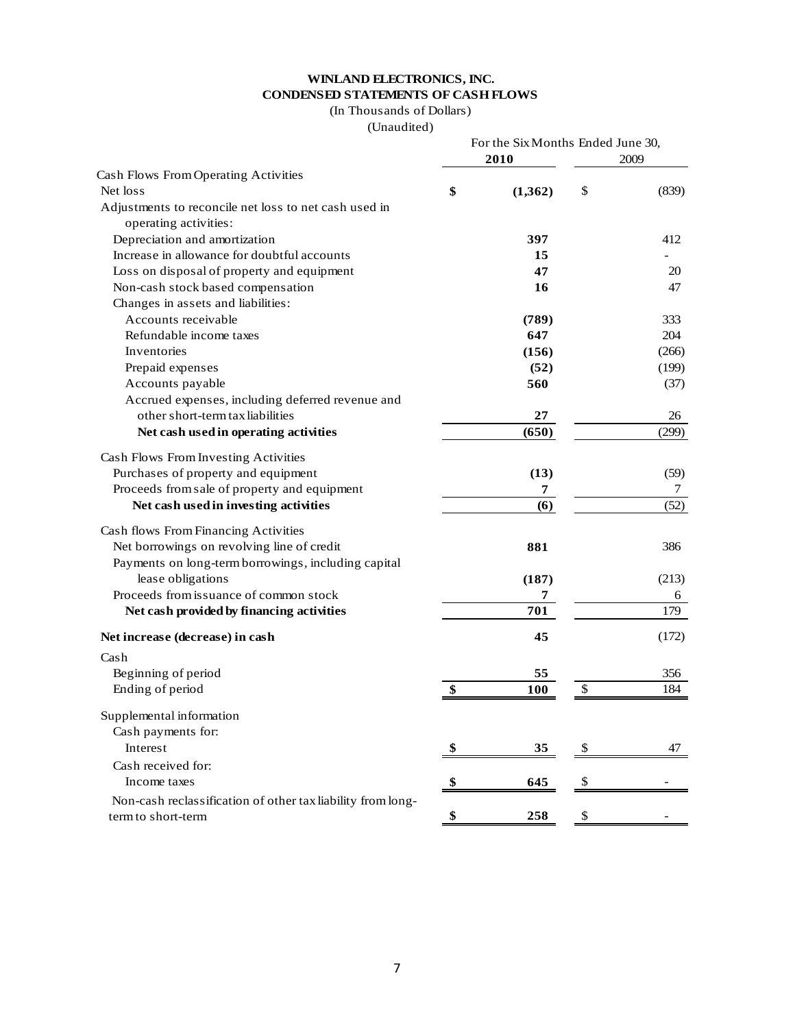**WINLAND ELECTRONICS, INC.**
**CONDENSED STATEMENTS OF CASH FLOWS**
(In Thousands of Dollars)
(Unaudited)

| | For the Six Months Ended June 30, | |
|---|---|---|
| | **2010** | 2009 |
| Cash Flows From Operating Activities | | |
| Net loss | **$ (1,362)** | $ (839) |
| Adjustments to reconcile net loss to net cash used in operating activities: | | |
| Depreciation and amortization | **397** | 412 |
| Increase in allowance for doubtful accounts | **15** | - |
| Loss on disposal of property and equipment | **47** | 20 |
| Non-cash stock based compensation | **16** | 47 |
| Changes in assets and liabilities: | | |
| Accounts receivable | **(789)** | 333 |
| Refundable income taxes | **647** | 204 |
| Inventories | **(156)** | (266) |
| Prepaid expenses | **(52)** | (199) |
| Accounts payable | **560** | (37) |
| Accrued expenses, including deferred revenue and other short-term tax liabilities | **27** | 26 |
| **Net cash used in operating activities** | **(650)** | (299) |
| Cash Flows From Investing Activities | | |
| Purchases of property and equipment | **(13)** | (59) |
| Proceeds from sale of property and equipment | **7** | 7 |
| **Net cash used in investing activities** | **(6)** | (52) |
| Cash flows From Financing Activities | | |
| Net borrowings on revolving line of credit | **881** | 386 |
| Payments on long-term borrowings, including capital lease obligations | **(187)** | (213) |
| Proceeds from issuance of common stock | **7** | 6 |
| **Net cash provided by financing activities** | **701** | 179 |
| **Net increase (decrease) in cash** | **45** | (172) |
| Cash | | |
| Beginning of period | **55** | 356 |
| Ending of period | **$ 100** | $ 184 |
| Supplemental information | | |
| Cash payments for: | | |
| Interest | **$ 35** | $ 47 |
| Cash received for: | | |
| Income taxes | **$ 645** | $ - |
| Non-cash reclassification of other tax liability from long-term to short-term | **$ 258** | $ - |